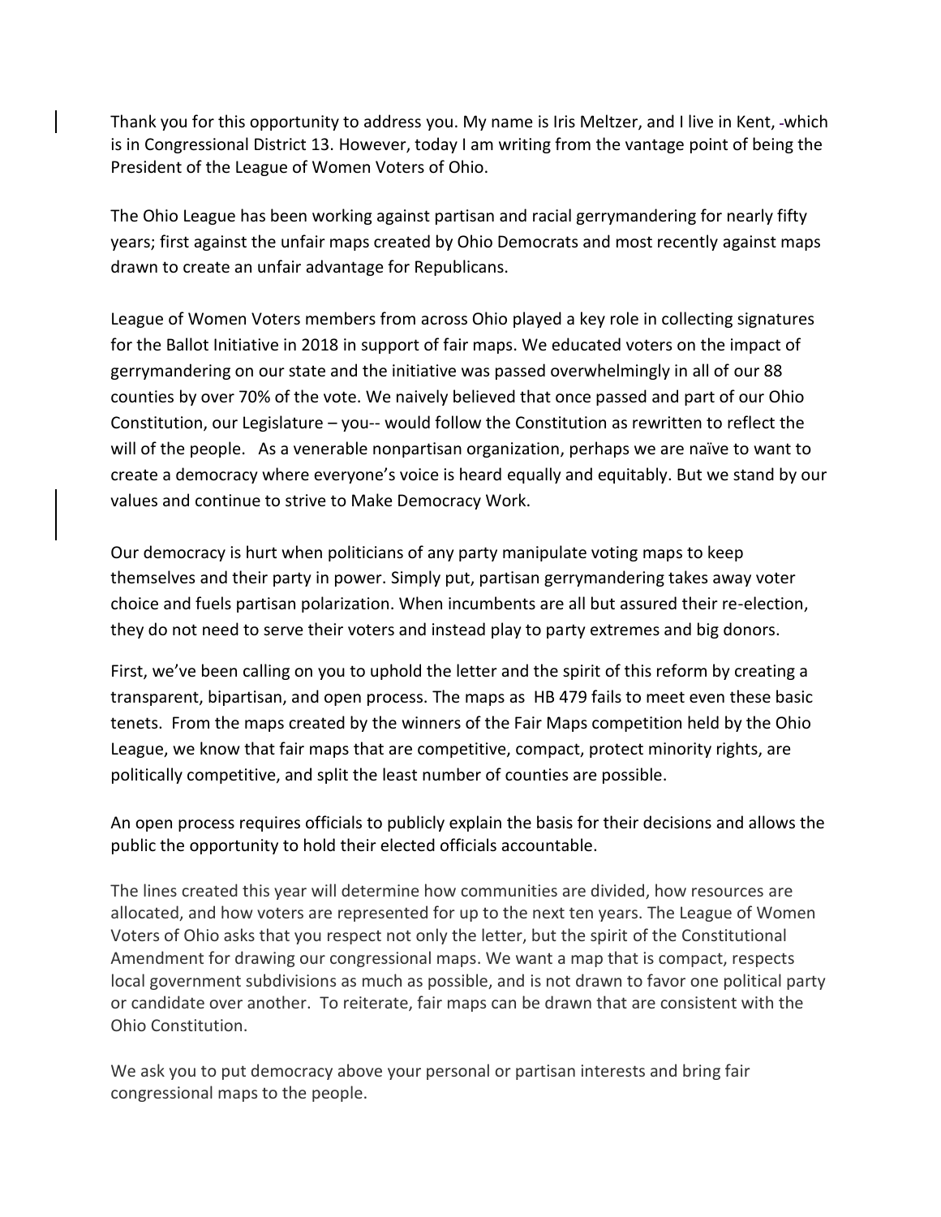Thank you for this opportunity to address you. My name is Iris Meltzer, and I live in Kent, -which is in Congressional District 13. However, today I am writing from the vantage point of being the President of the League of Women Voters of Ohio.

The Ohio League has been working against partisan and racial gerrymandering for nearly fifty years; first against the unfair maps created by Ohio Democrats and most recently against maps drawn to create an unfair advantage for Republicans.

League of Women Voters members from across Ohio played a key role in collecting signatures for the Ballot Initiative in 2018 in support of fair maps. We educated voters on the impact of gerrymandering on our state and the initiative was passed overwhelmingly in all of our 88 counties by over 70% of the vote. We naively believed that once passed and part of our Ohio Constitution, our Legislature – you-- would follow the Constitution as rewritten to reflect the will of the people. As a venerable nonpartisan organization, perhaps we are naïve to want to create a democracy where everyone's voice is heard equally and equitably. But we stand by our values and continue to strive to Make Democracy Work.

Our democracy is hurt when politicians of any party manipulate voting maps to keep themselves and their party in power. Simply put, partisan gerrymandering takes away voter choice and fuels partisan polarization. When incumbents are all but assured their re-election, they do not need to serve their voters and instead play to party extremes and big donors.

First, we've been calling on you to uphold the letter and the spirit of this reform by creating a transparent, bipartisan, and open process. The maps as HB 479 fails to meet even these basic tenets. From the maps created by the winners of the Fair Maps competition held by the Ohio League, we know that fair maps that are competitive, compact, protect minority rights, are politically competitive, and split the least number of counties are possible.

An open process requires officials to publicly explain the basis for their decisions and allows the public the opportunity to hold their elected officials accountable.

The lines created this year will determine how communities are divided, how resources are allocated, and how voters are represented for up to the next ten years. The League of Women Voters of Ohio asks that you respect not only the letter, but the spirit of the Constitutional Amendment for drawing our congressional maps. We want a map that is compact, respects local government subdivisions as much as possible, and is not drawn to favor one political party or candidate over another. To reiterate, fair maps can be drawn that are consistent with the Ohio Constitution.

We ask you to put democracy above your personal or partisan interests and bring fair congressional maps to the people.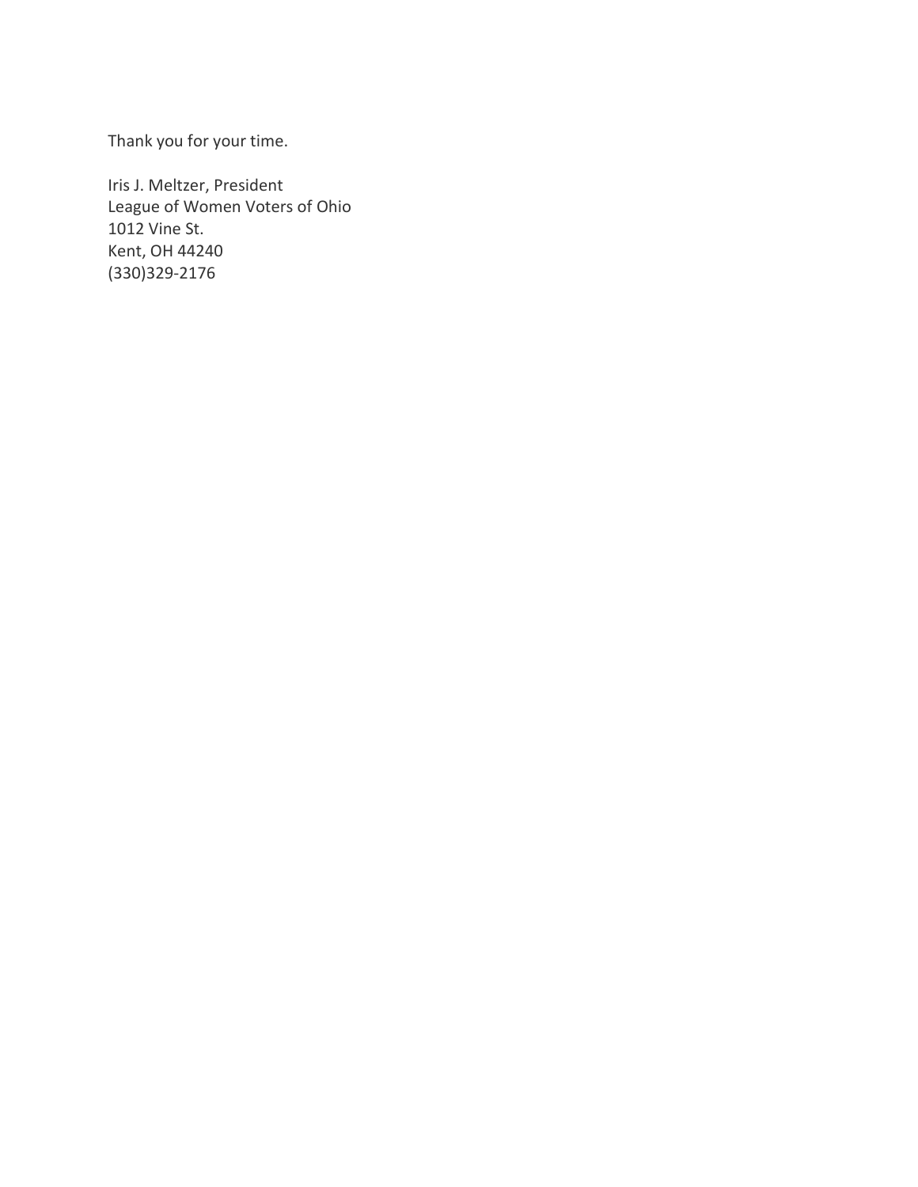Thank you for your time.

Iris J. Meltzer, President  
League of Women Voters of Ohio  
1012 Vine St.  
Kent, OH 44240  
(330)329-2176